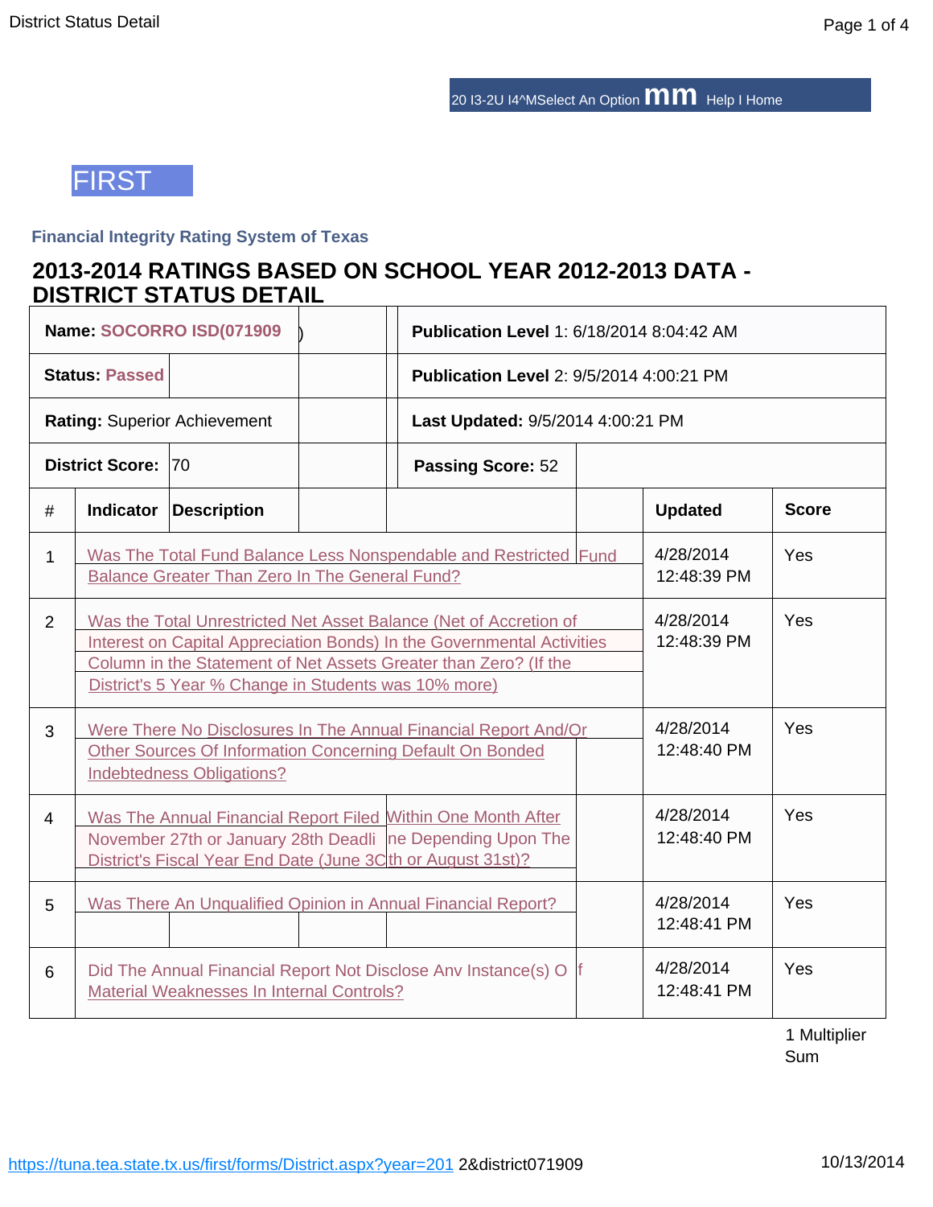20 I3-2U I4^MSelect An Option **mm** Help I Home

FIRST

**Financial Integrity Rating System of Texas**

## 2013-2014 RATINGS BASED ON SCHOOL YEAR 2012-2013 DATA - DISTRICT STATUS DETAIL

| | |
|---|---|
| **Name:** SOCORRO ISD(071909) | **Publication Level** 1: 6/18/2014 8:04:42 AM |
| **Status:** Passed | **Publication Level** 2: 9/5/2014 4:00:21 PM |
| **Rating:** Superior Achievement | **Last Updated:** 9/5/2014 4:00:21 PM |
| **District Score:** 70 | **Passing Score:** 52 |

| # | Indicator Description | Updated | Score |
|---|---|---|---|
| 1 | Was The Total Fund Balance Less Nonspendable and Restricted Fund Balance Greater Than Zero In The General Fund? | 4/28/2014 12:48:39 PM | Yes |
| 2 | Was the Total Unrestricted Net Asset Balance (Net of Accretion of Interest on Capital Appreciation Bonds) In the Governmental Activities Column in the Statement of Net Assets Greater than Zero? (If the District's 5 Year % Change in Students was 10% more) | 4/28/2014 12:48:39 PM | Yes |
| 3 | Were There No Disclosures In The Annual Financial Report And/Or Other Sources Of Information Concerning Default On Bonded Indebtedness Obligations? | 4/28/2014 12:48:40 PM | Yes |
| 4 | Was The Annual Financial Report Filed Within One Month After November 27th or January 28th Deadline Depending Upon The District's Fiscal Year End Date (June 30th or August 31st)? | 4/28/2014 12:48:40 PM | Yes |
| 5 | Was There An Unqualified Opinion in Annual Financial Report? | 4/28/2014 12:48:41 PM | Yes |
| 6 | Did The Annual Financial Report Not Disclose Anv Instance(s) Of Material Weaknesses In Internal Controls? | 4/28/2014 12:48:41 PM | Yes |

1 Multiplier Sum

https://tuna.tea.state.tx.us/first/forms/District.aspx?year=2012&district071909 10/13/2014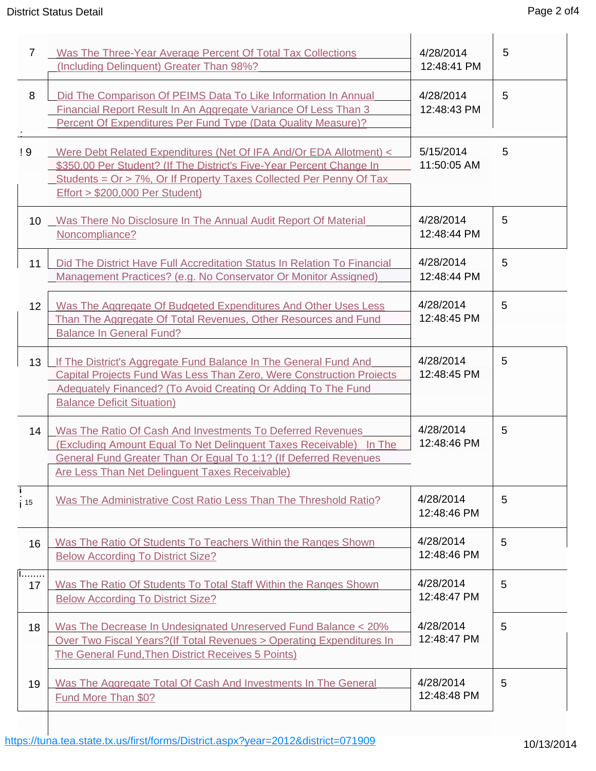| # | Indicator | Date | Score |
|---|---|---|---|
| 7 | Was The Three-Year Average Percent Of Total Tax Collections (Including Delinquent) Greater Than 98%? | 4/28/2014 12:48:41 PM | 5 |
| 8 | Did The Comparison Of PEIMS Data To Like Information In Annual Financial Report Result In An Aggregate Variance Of Less Than 3 Percent Of Expenditures Per Fund Type (Data Quality Measure)? | 4/28/2014 12:48:43 PM | 5 |
| 9 | Were Debt Related Expenditures (Net Of IFA And/Or EDA Allotment) < $350.00 Per Student? (If The District's Five-Year Percent Change In Students = Or > 7%, Or If Property Taxes Collected Per Penny Of Tax Effort > $200,000 Per Student) | 5/15/2014 11:50:05 AM | 5 |
| 10 | Was There No Disclosure In The Annual Audit Report Of Material Noncompliance? | 4/28/2014 12:48:44 PM | 5 |
| 11 | Did The District Have Full Accreditation Status In Relation To Financial Management Practices? (e.g. No Conservator Or Monitor Assigned) | 4/28/2014 12:48:44 PM | 5 |
| 12 | Was The Aggregate Of Budgeted Expenditures And Other Uses Less Than The Aggregate Of Total Revenues, Other Resources and Fund Balance In General Fund? | 4/28/2014 12:48:45 PM | 5 |
| 13 | If The District's Aggregate Fund Balance In The General Fund And Capital Projects Fund Was Less Than Zero, Were Construction Projects Adequately Financed? (To Avoid Creating Or Adding To The Fund Balance Deficit Situation) | 4/28/2014 12:48:45 PM | 5 |
| 14 | Was The Ratio Of Cash And Investments To Deferred Revenues (Excluding Amount Equal To Net Delinquent Taxes Receivable) In The General Fund Greater Than Or Equal To 1:1? (If Deferred Revenues Are Less Than Net Delinquent Taxes Receivable) | 4/28/2014 12:48:46 PM | 5 |
| 15 | Was The Administrative Cost Ratio Less Than The Threshold Ratio? | 4/28/2014 12:48:46 PM | 5 |
| 16 | Was The Ratio Of Students To Teachers Within the Ranges Shown Below According To District Size? | 4/28/2014 12:48:46 PM | 5 |
| 17 | Was The Ratio Of Students To Total Staff Within the Ranges Shown Below According To District Size? | 4/28/2014 12:48:47 PM | 5 |
| 18 | Was The Decrease In Undesignated Unreserved Fund Balance < 20% Over Two Fiscal Years?(If Total Revenues > Operating Expenditures In The General Fund,Then District Receives 5 Points) | 4/28/2014 12:48:47 PM | 5 |
| 19 | Was The Aggregate Total Of Cash And Investments In The General Fund More Than $0? | 4/28/2014 12:48:48 PM | 5 |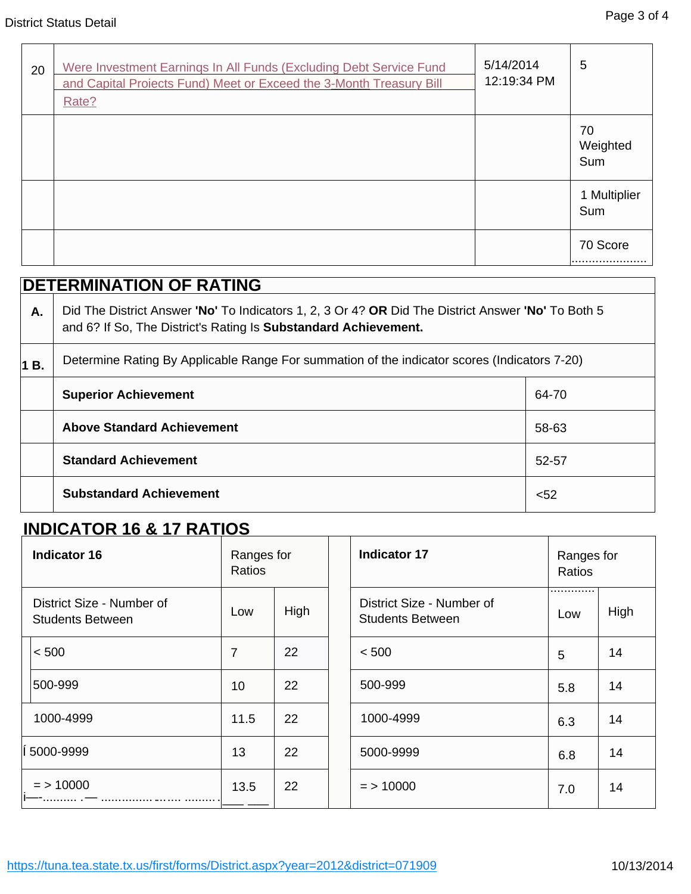| | | | |
|---|---|---|---|
| 20 | Were Investment Earnings In All Funds (Excluding Debt Service Fund and Capital Projects Fund) Meet or Exceed the 3-Month Treasury Bill Rate? | 5/14/2014 12:19:34 PM | 5 |
| | | | 70 Weighted Sum |
| | | | 1 Multiplier Sum |
| | | | 70 Score |

## DETERMINATION OF RATING

| | | |
|---|---|---|
| **A.** | Did The District Answer **'No'** To Indicators 1, 2, 3 Or 4? **OR** Did The District Answer **'No'** To Both 5 and 6? If So, The District's Rating Is **Substandard Achievement.** | |
| **1 B.** | Determine Rating By Applicable Range For summation of the indicator scores (Indicators 7-20) | |
| | **Superior Achievement** | 64-70 |
| | **Above Standard Achievement** | 58-63 |
| | **Standard Achievement** | 52-57 |
| | **Substandard Achievement** | <52 |

## INDICATOR 16 & 17 RATIOS

| Indicator 16 | Ranges for Ratios | |
|---|---|---|
| District Size - Number of Students Between | Low | High |
| < 500 | 7 | 22 |
| 500-999 | 10 | 22 |
| 1000-4999 | 11.5 | 22 |
| 5000-9999 | 13 | 22 |
| = > 10000 | 13.5 | 22 |

| Indicator 17 | Ranges for Ratios | |
|---|---|---|
| District Size - Number of Students Between | Low | High |
| < 500 | 5 | 14 |
| 500-999 | 5.8 | 14 |
| 1000-4999 | 6.3 | 14 |
| 5000-9999 | 6.8 | 14 |
| = > 10000 | 7.0 | 14 |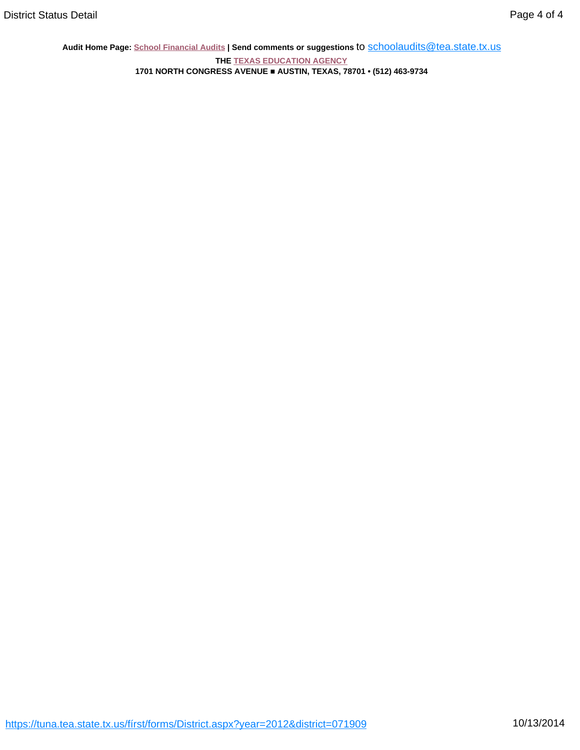**Audit Home Page: School Financial Audits | Send comments or suggestions** to schoolaudits@tea.state.tx.us

**THE TEXAS EDUCATION AGENCY**

**1701 NORTH CONGRESS AVENUE ■ AUSTIN, TEXAS, 78701 • (512) 463-9734**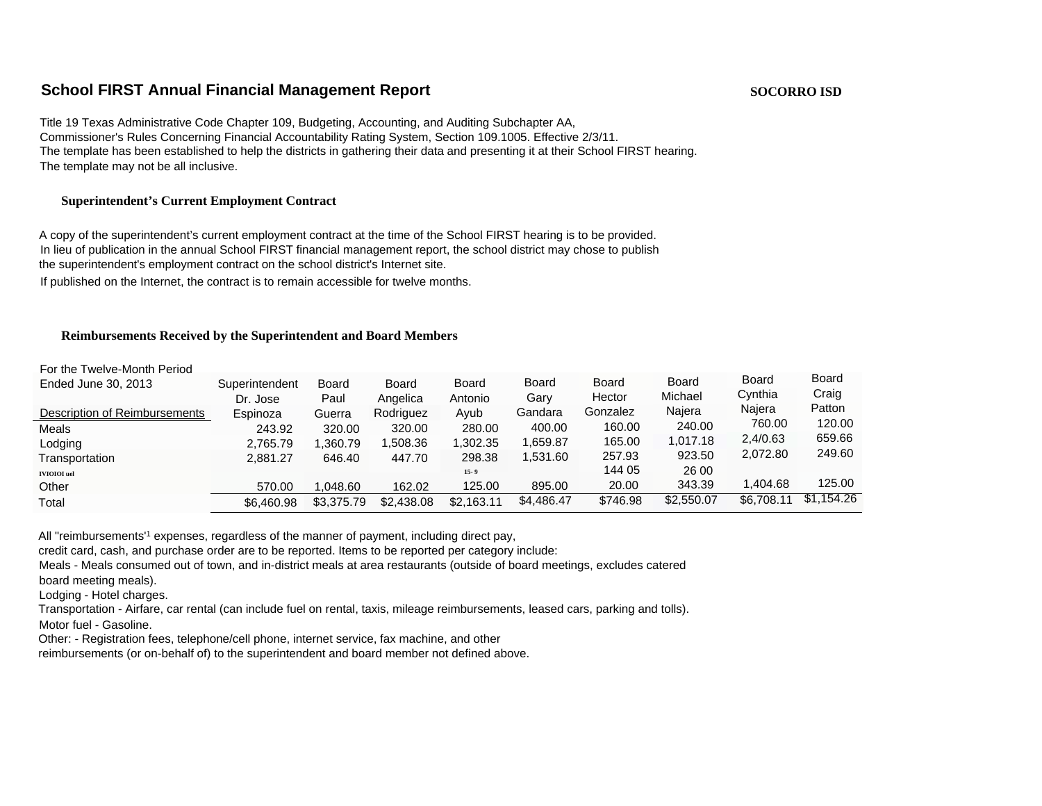## School FIRST Annual Financial Management Report

**SOCORRO ISD**

Title 19 Texas Administrative Code Chapter 109, Budgeting, Accounting, and Auditing Subchapter AA,
Commissioner's Rules Concerning Financial Accountability Rating System, Section 109.1005. Effective 2/3/11.
The template has been established to help the districts in gathering their data and presenting it at their School FIRST hearing.
The template may not be all inclusive.

### Superintendent's Current Employment Contract

A copy of the superintendent's current employment contract at the time of the School FIRST hearing is to be provided.
In lieu of publication in the annual School FIRST financial management report, the school district may chose to publish
the superintendent's employment contract on the school district's Internet site.
If published on the Internet, the contract is to remain accessible for twelve months.

### Reimbursements Received by the Superintendent and Board Members

| For the Twelve-Month Period Ended June 30, 2013<br>Description of Reimbursements | Superintendent Dr. Jose Espinoza | Board Paul Guerra | Board Angelica Rodriguez | Board Antonio Ayub | Board Gary Gandara | Board Hector Gonzalez | Board Michael Najera | Board Cynthia Najera | Board Craig Patton |
|---|---|---|---|---|---|---|---|---|---|
| Meals | 243.92 | 320.00 | 320.00 | 280.00 | 400.00 | 160.00 | 240.00 | 760.00 | 120.00 |
| Lodging | 2,765.79 | 1,360.79 | 1,508.36 | 1,302.35 | 1,659.87 | 165.00 | 1,017.18 | 2,4/0.63 | 659.66 |
| Transportation | 2,881.27 | 646.40 | 447.70 | 298.38 | 1,531.60 | 257.93 | 923.50 | 2,072.80 | 249.60 |
| IVIOIOI uel | | | | 15- 9 | | 144 05 | 26 00 | | |
| Other | 570.00 | 1,048.60 | 162.02 | 125.00 | 895.00 | 20.00 | 343.39 | 1,404.68 | 125.00 |
| Total | $6,460.98 | $3,375.79 | $2,438.08 | $2,163.11 | $4,486.47 | $746.98 | $2,550.07 | $6,708.11 | $1,154.26 |

All "reimbursements'[1] expenses, regardless of the manner of payment, including direct pay,
credit card, cash, and purchase order are to be reported. Items to be reported per category include:
Meals - Meals consumed out of town, and in-district meals at area restaurants (outside of board meetings, excludes catered board meeting meals).
Lodging - Hotel charges.
Transportation - Airfare, car rental (can include fuel on rental, taxis, mileage reimbursements, leased cars, parking and tolls).
Motor fuel - Gasoline.
Other: - Registration fees, telephone/cell phone, internet service, fax machine, and other
reimbursements (or on-behalf of) to the superintendent and board member not defined above.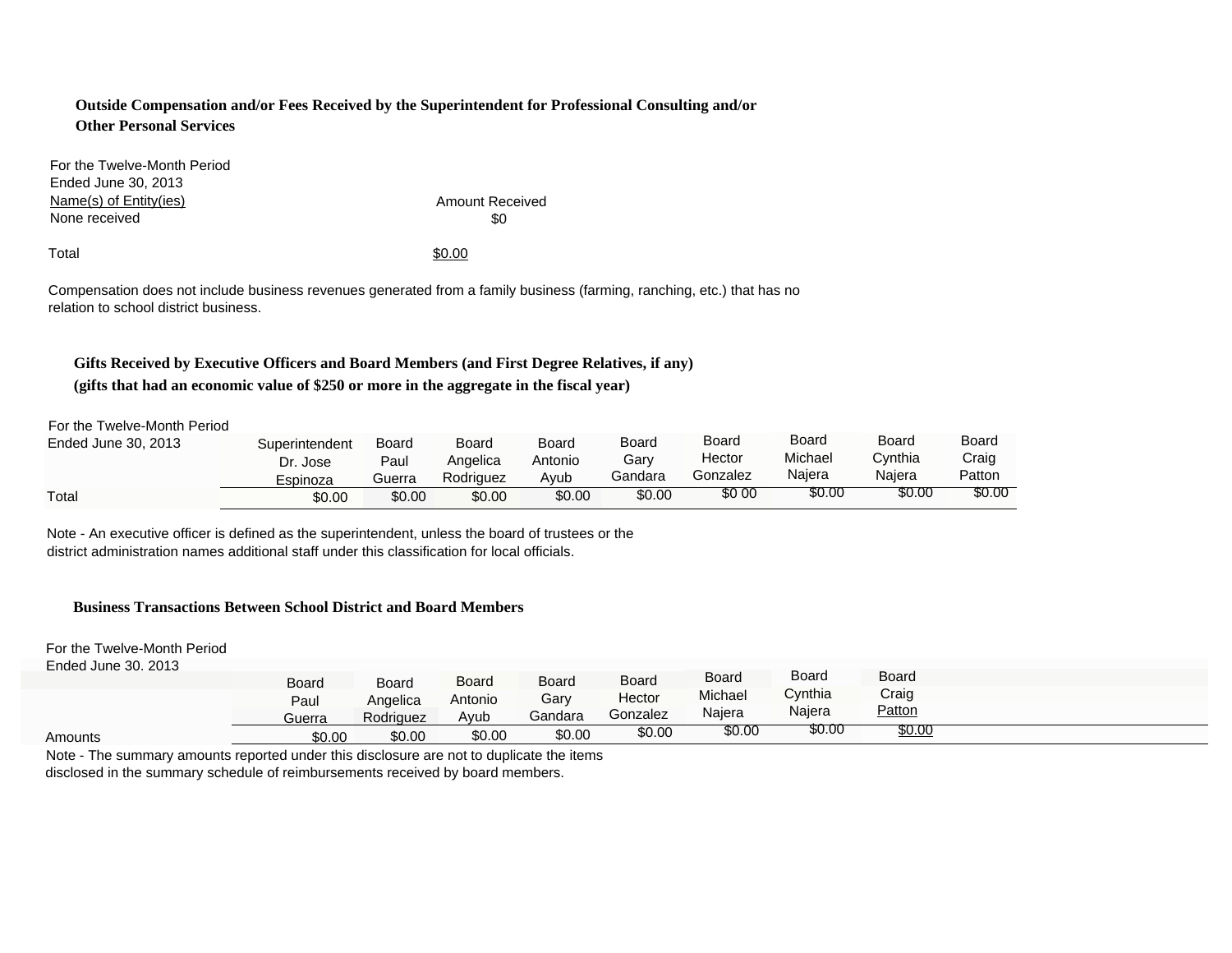### Outside Compensation and/or Fees Received by the Superintendent for Professional Consulting and/or Other Personal Services

For the Twelve-Month Period
Ended June 30, 2013

| Name(s) of Entity(ies) | Amount Received |
|---|---|
| None received | $0 |
| | |
| Total | $0.00 |

Compensation does not include business revenues generated from a family business (farming, ranching, etc.) that has no relation to school district business.

### Gifts Received by Executive Officers and Board Members (and First Degree Relatives, if any)
### (gifts that had an economic value of $250 or more in the aggregate in the fiscal year)

| For the Twelve-Month Period Ended June 30, 2013 | Superintendent Dr. Jose Espinoza | Board Paul Guerra | Board Angelica Rodriguez | Board Antonio Ayub | Board Gary Gandara | Board Hector Gonzalez | Board Michael Najera | Board Cynthia Najera | Board Craig Patton |
|---|---|---|---|---|---|---|---|---|---|
| Total | $0.00 | $0.00 | $0.00 | $0.00 | $0.00 | $0 00 | $0.00 | $0.00 | $0.00 |

Note - An executive officer is defined as the superintendent, unless the board of trustees or the district administration names additional staff under this classification for local officials.

### Business Transactions Between School District and Board Members

| For the Twelve-Month Period Ended June 30. 2013 | Board Paul Guerra | Board Angelica Rodriguez | Board Antonio Ayub | Board Gary Gandara | Board Hector Gonzalez | Board Michael Najera | Board Cynthia Najera | Board Craig Patton |
|---|---|---|---|---|---|---|---|---|
| Amounts | $0.00 | $0.00 | $0.00 | $0.00 | $0.00 | $0.00 | $0.00 | $0.00 |

Note - The summary amounts reported under this disclosure are not to duplicate the items disclosed in the summary schedule of reimbursements received by board members.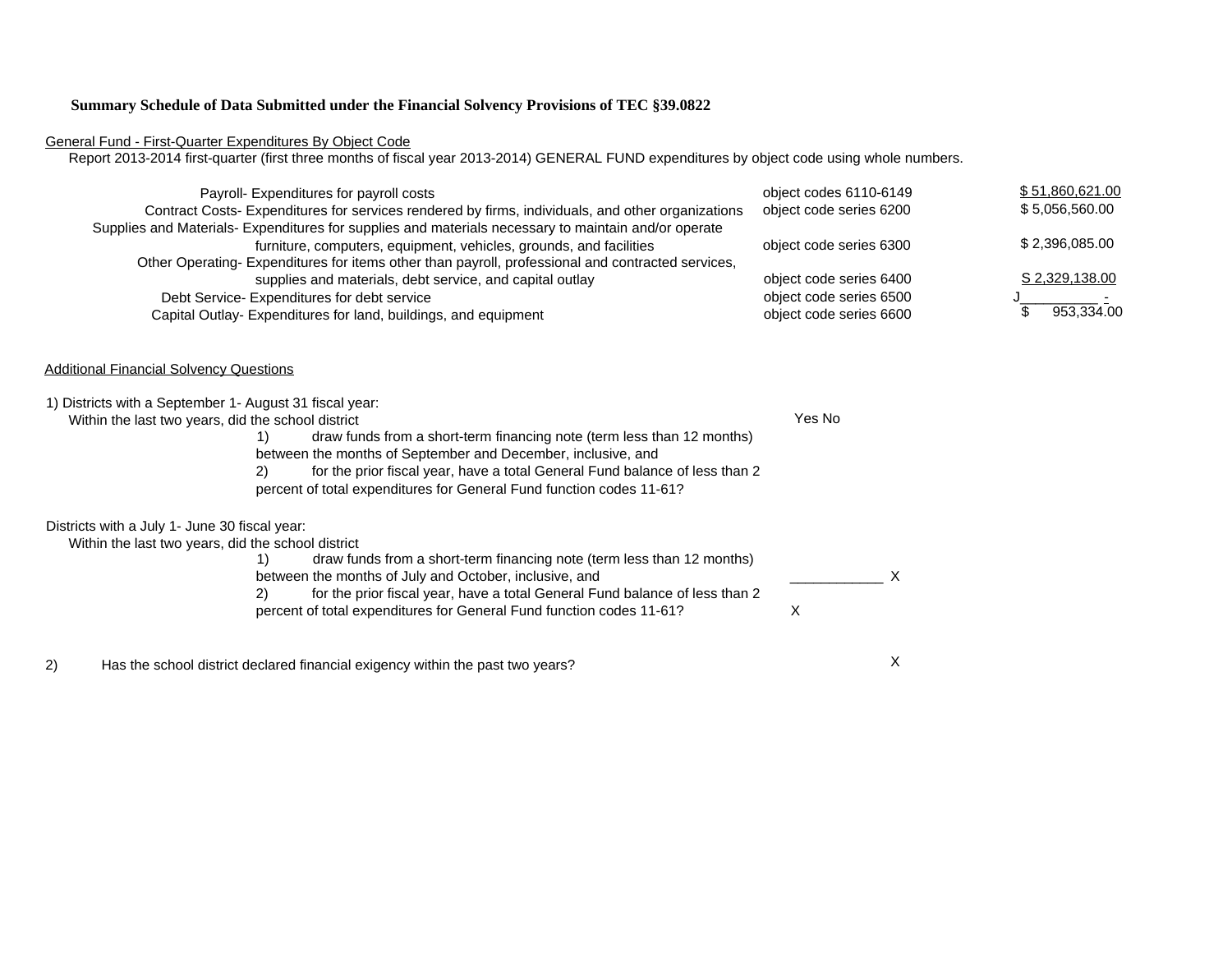**Summary Schedule of Data Submitted under the Financial Solvency Provisions of TEC §39.0822**

General Fund - First-Quarter Expenditures By Object Code

Report 2013-2014 first-quarter (first three months of fiscal year 2013-2014) GENERAL FUND expenditures by object code using whole numbers.

| Description | Object Code | Amount |
|---|---|---|
| Payroll- Expenditures for payroll costs | object codes 6110-6149 | $ 51,860,621.00 |
| Contract Costs- Expenditures for services rendered by firms, individuals, and other organizations | object code series 6200 | $ 5,056,560.00 |
| Supplies and Materials- Expenditures for supplies and materials necessary to maintain and/or operate furniture, computers, equipment, vehicles, grounds, and facilities | object code series 6300 | $ 2,396,085.00 |
| Other Operating- Expenditures for items other than payroll, professional and contracted services, supplies and materials, debt service, and capital outlay | object code series 6400 | S 2,329,138.00 |
| Debt Service- Expenditures for debt service | object code series 6500 | J__________ - |
| Capital Outlay- Expenditures for land, buildings, and equipment | object code series 6600 | $ 953,334.00 |

Additional Financial Solvency Questions

1) Districts with a September 1- August 31 fiscal year:
Within the last two years, did the school district

1) draw funds from a short-term financing note (term less than 12 months) between the months of September and December, inclusive, and

2) for the prior fiscal year, have a total General Fund balance of less than 2 percent of total expenditures for General Fund function codes 11-61?

Yes No

Districts with a July 1- June 30 fiscal year:
Within the last two years, did the school district

1) draw funds from a short-term financing note (term less than 12 months) between the months of July and October, inclusive, and ____________ X

2) for the prior fiscal year, have a total General Fund balance of less than 2 percent of total expenditures for General Fund function codes 11-61? X

2) Has the school district declared financial exigency within the past two years? X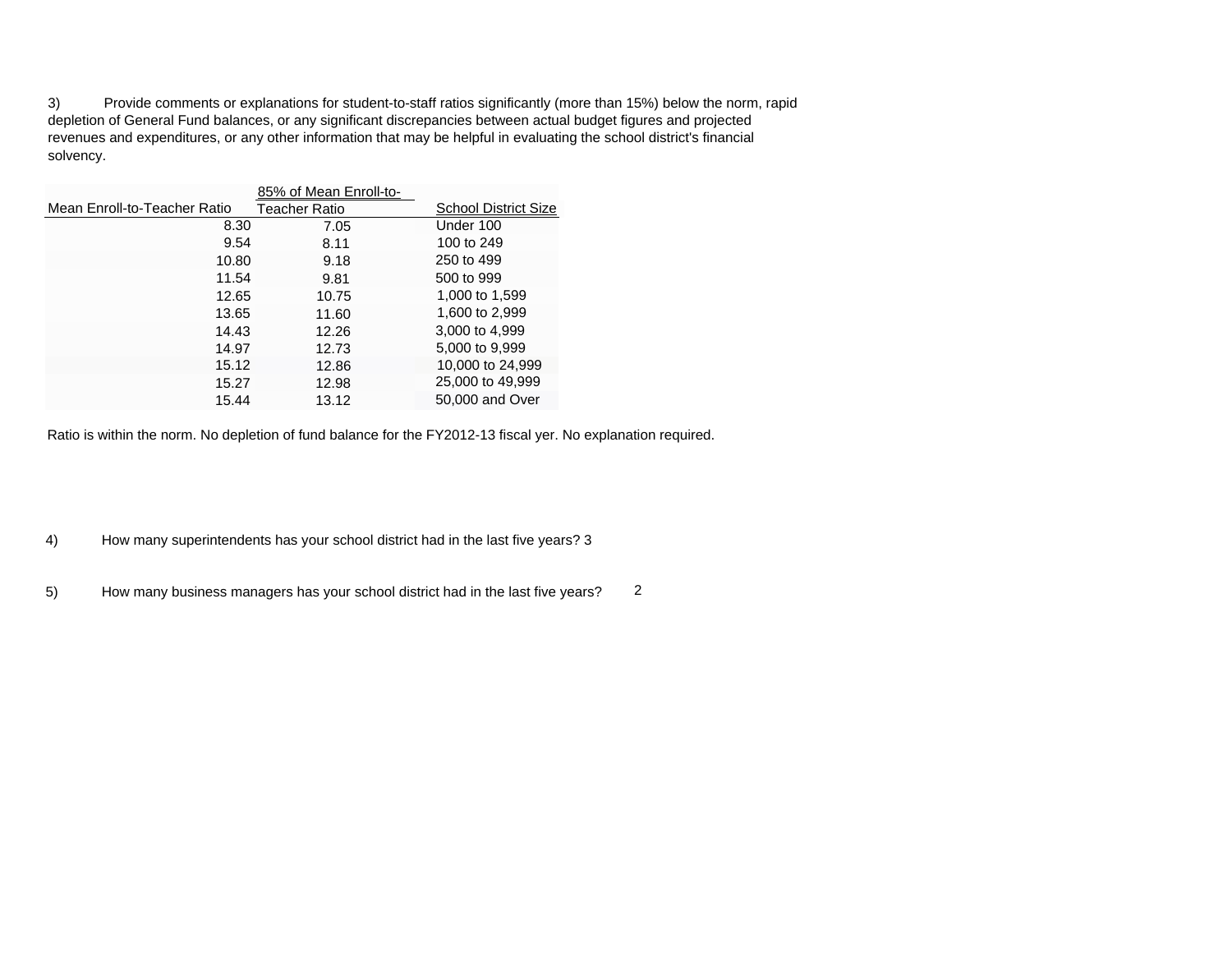3) Provide comments or explanations for student-to-staff ratios significantly (more than 15%) below the norm, rapid depletion of General Fund balances, or any significant discrepancies between actual budget figures and projected revenues and expenditures, or any other information that may be helpful in evaluating the school district's financial solvency.

| Mean Enroll-to-Teacher Ratio | 85% of Mean Enroll-to-Teacher Ratio | School District Size |
|---|---|---|
| 8.30 | 7.05 | Under 100 |
| 9.54 | 8.11 | 100 to 249 |
| 10.80 | 9.18 | 250 to 499 |
| 11.54 | 9.81 | 500 to 999 |
| 12.65 | 10.75 | 1,000 to 1,599 |
| 13.65 | 11.60 | 1,600 to 2,999 |
| 14.43 | 12.26 | 3,000 to 4,999 |
| 14.97 | 12.73 | 5,000 to 9,999 |
| 15.12 | 12.86 | 10,000 to 24,999 |
| 15.27 | 12.98 | 25,000 to 49,999 |
| 15.44 | 13.12 | 50,000 and Over |

Ratio is within the norm. No depletion of fund balance for the FY2012-13 fiscal yer. No explanation required.

4) How many superintendents has your school district had in the last five years? 3

5) How many business managers has your school district had in the last five years? 2